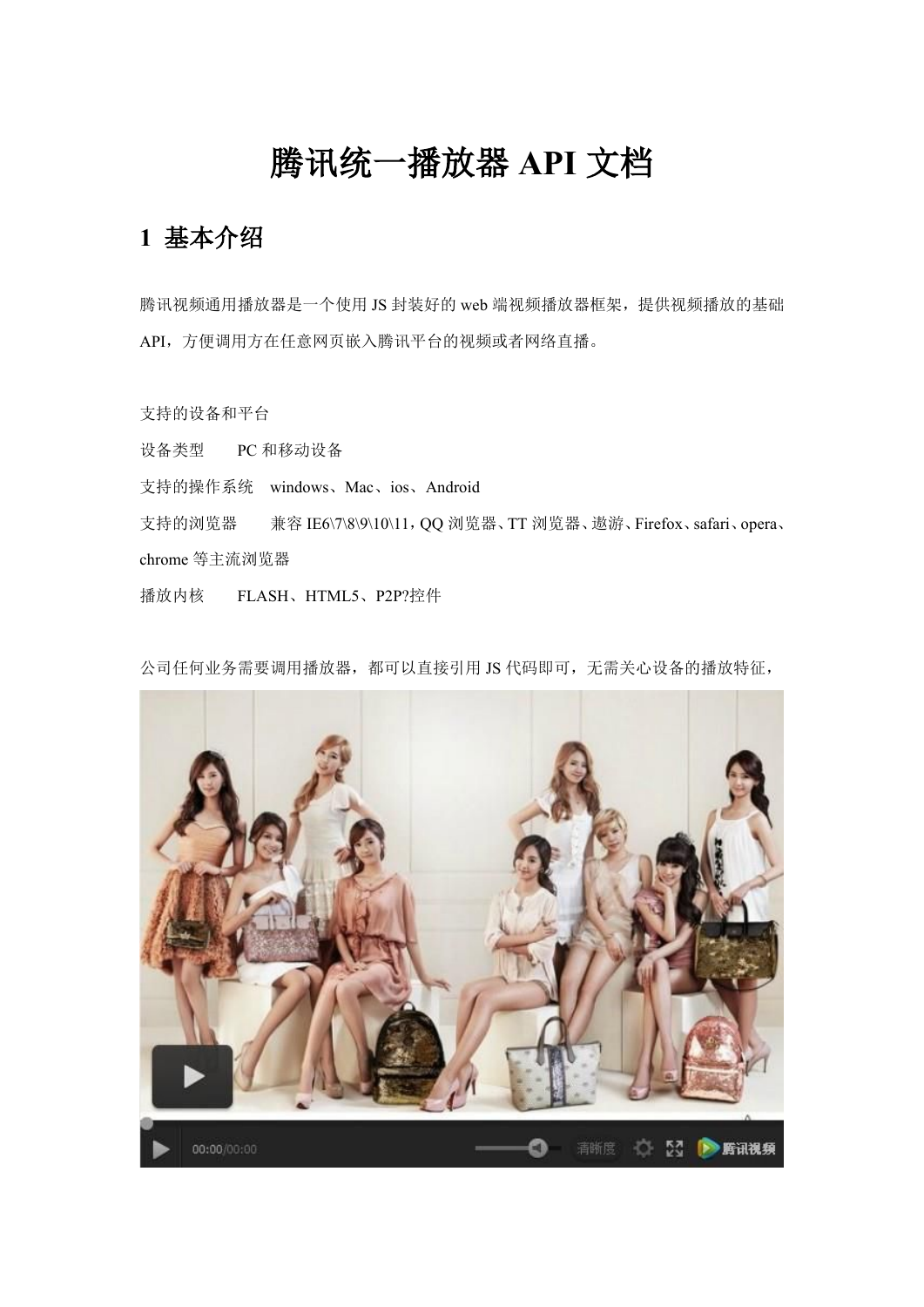# 腾讯统一播放器 API 文档

## 1 基本介绍

腾讯视频通用播放器是一个使用 JS 封装好的 web 端视频播放器框架，提供视频播放的基础 API，方便调用方在任意网页嵌入腾讯平台的视频或者网络直播。

支持的设备和平台

设备类型　　PC 和移动设备

支持的操作系统　windows、Mac、ios、Android

支持的浏览器　　兼容 IE6\7\8\9\10\11，QQ 浏览器、TT 浏览器、遨游、Firefox、safari、opera、chrome 等主流浏览器

播放内核　　FLASH、HTML5、P2P?控件

公司任何业务需要调用播放器，都可以直接引用 JS 代码即可，无需关心设备的播放特征，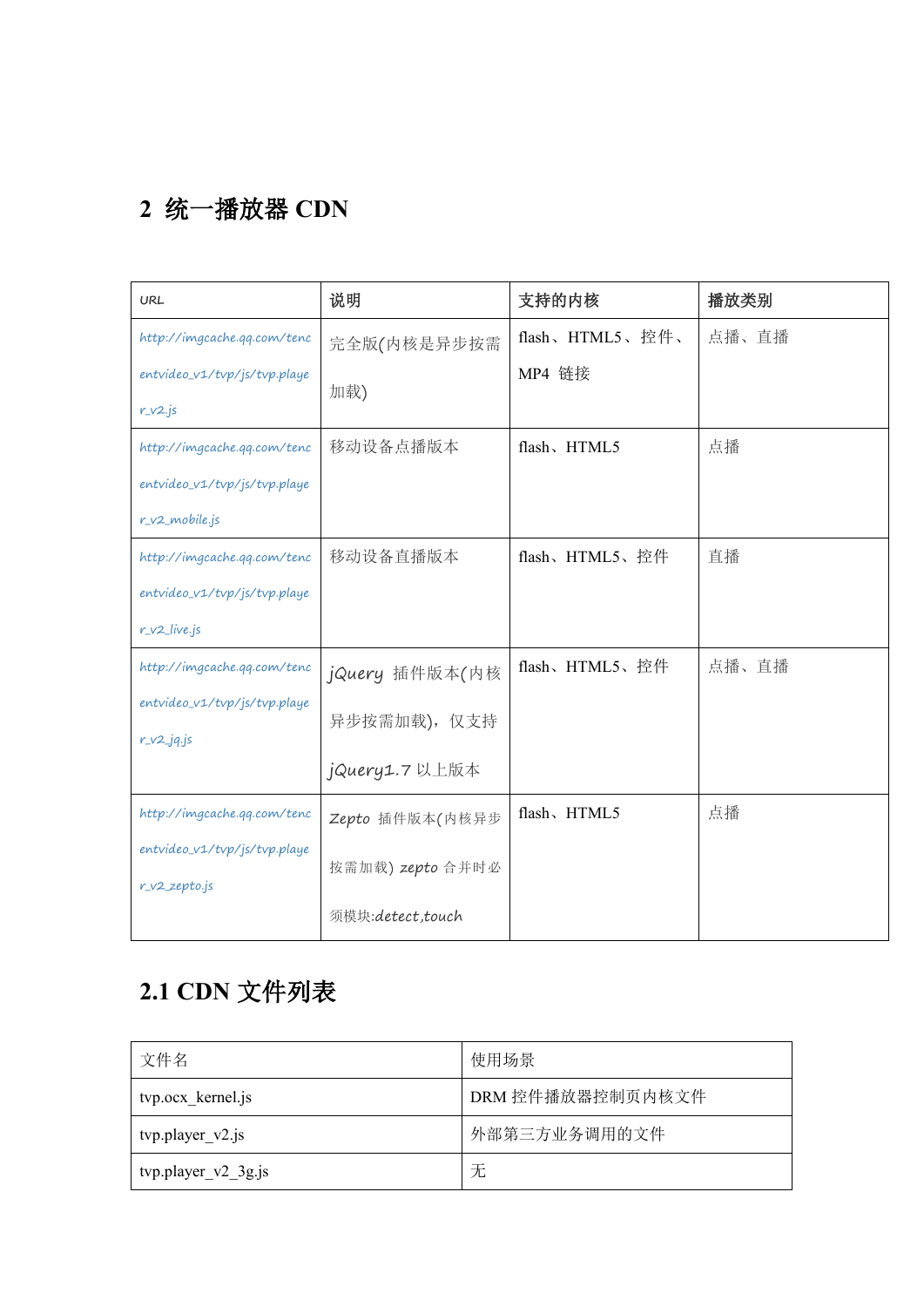# 2 统一播放器 CDN

| URL | 说明 | 支持的内核 | 播放类别 |
| --- | --- | --- | --- |
| http://imgcache.qq.com/tencentvideo_v1/tvp/js/tvp.player_v2.js | 完全版(内核是异步按需加载) | flash、HTML5、控件、MP4 链接 | 点播、直播 |
| http://imgcache.qq.com/tencentvideo_v1/tvp/js/tvp.player_v2_mobile.js | 移动设备点播版本 | flash、HTML5 | 点播 |
| http://imgcache.qq.com/tencentvideo_v1/tvp/js/tvp.player_v2_live.js | 移动设备直播版本 | flash、HTML5、控件 | 直播 |
| http://imgcache.qq.com/tencentvideo_v1/tvp/js/tvp.player_v2_jq.js | jQuery 插件版本(内核异步按需加载)，仅支持 jQuery1.7 以上版本 | flash、HTML5、控件 | 点播、直播 |
| http://imgcache.qq.com/tencentvideo_v1/tvp/js/tvp.player_v2_zepto.js | Zepto 插件版本(内核异步按需加载) zepto 合并时必须模块:detect,touch | flash、HTML5 | 点播 |

## 2.1 CDN 文件列表

| 文件名 | 使用场景 |
| --- | --- |
| tvp.ocx_kernel.js | DRM 控件播放器控制页内核文件 |
| tvp.player_v2.js | 外部第三方业务调用的文件 |
| tvp.player_v2_3g.js | 无 |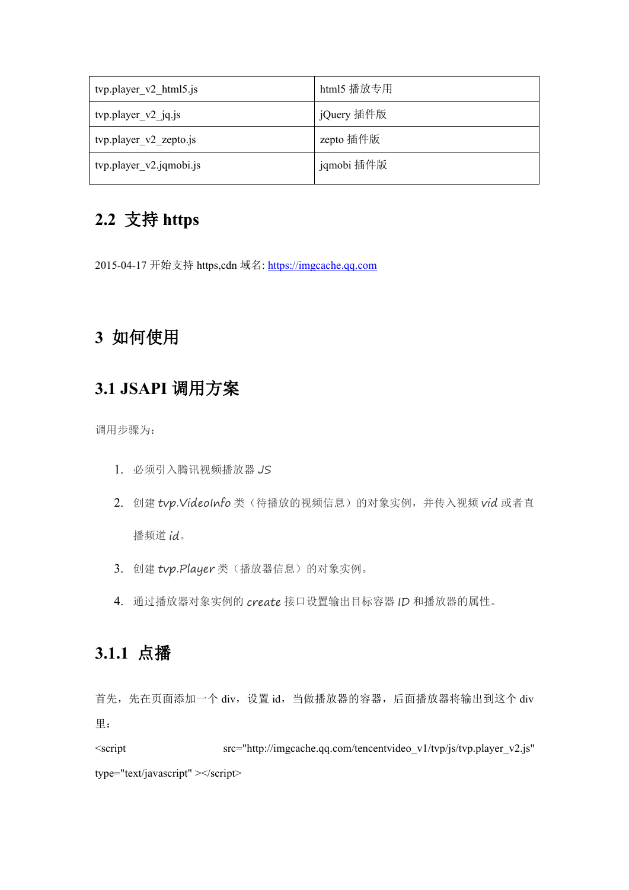| tvp.player_v2_html5.js | html5 播放专用 |
|---|---|
| tvp.player_v2_jq.js | jQuery 插件版 |
| tvp.player_v2_zepto.js | zepto 插件版 |
| tvp.player_v2.jqmobi.js | jqmobi 插件版 |

## 2.2 支持 https

2015-04-17 开始支持 https,cdn 域名: https://imgcache.qq.com

# 3 如何使用

## 3.1 JSAPI 调用方案

调用步骤为:

1. 必须引入腾讯视频播放器 *JS*
2. 创建 *tvp.VideoInfo* 类（待播放的视频信息）的对象实例，并传入视频 *vid* 或者直播频道 *id*。
3. 创建 *tvp.Player* 类（播放器信息）的对象实例。
4. 通过播放器对象实例的 *create* 接口设置输出目标容器 *ID* 和播放器的属性。

### 3.1.1 点播

首先，先在页面添加一个 div，设置 id，当做播放器的容器，后面播放器将输出到这个 div 里：

<script src="http://imgcache.qq.com/tencentvideo_v1/tvp/js/tvp.player_v2.js" type="text/javascript" ></script>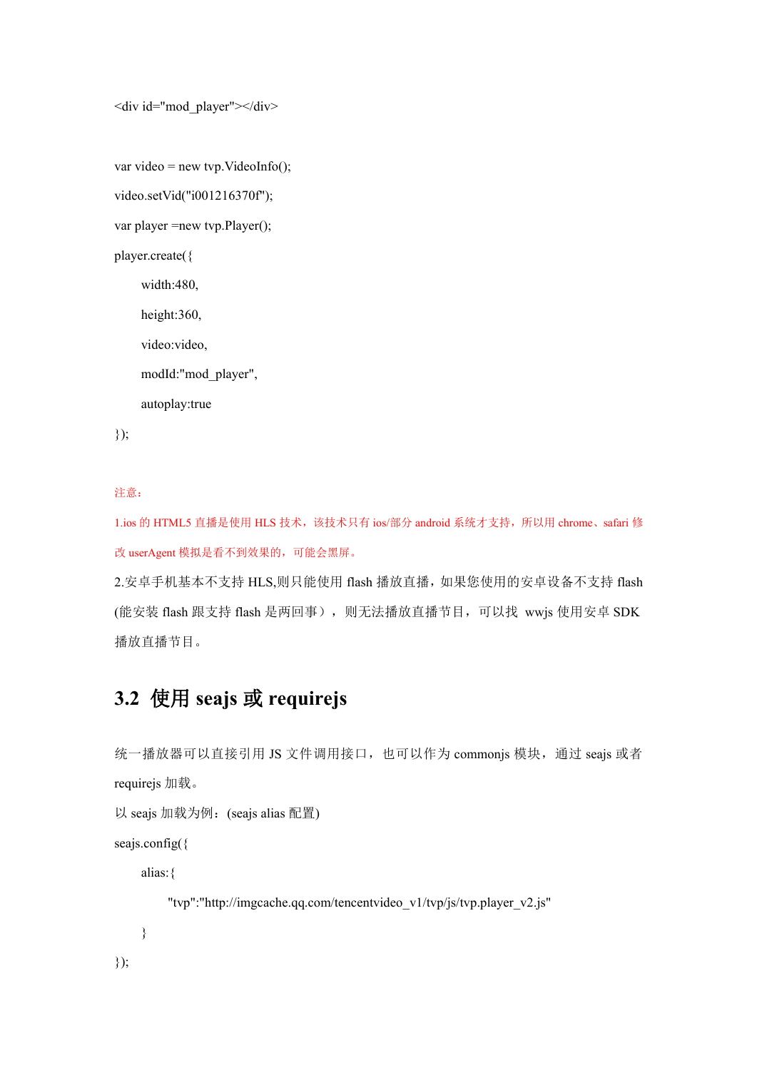```
<div id="mod_player"></div>

var video = new tvp.VideoInfo();
video.setVid("i001216370f");
var player =new tvp.Player();
player.create({
    width:480,
    height:360,
    video:video,
    modId:"mod_player",
    autoplay:true
});
```

注意：

1.ios 的 HTML5 直播是使用 HLS 技术，该技术只有 ios/部分 android 系统才支持，所以用 chrome、safari 修改 userAgent 模拟是看不到效果的，可能会黑屏。

2.安卓手机基本不支持 HLS,则只能使用 flash 播放直播，如果您使用的安卓设备不支持 flash (能安装 flash 跟支持 flash 是两回事），则无法播放直播节目，可以找 wwjs 使用安卓 SDK 播放直播节目。

## 3.2 使用 seajs 或 requirejs

统一播放器可以直接引用 JS 文件调用接口，也可以作为 commonjs 模块，通过 seajs 或者 requirejs 加载。

以 seajs 加载为例：(seajs alias 配置)

```
seajs.config({
    alias:{
        "tvp":"http://imgcache.qq.com/tencentvideo_v1/tvp/js/tvp.player_v2.js"
    }
});
```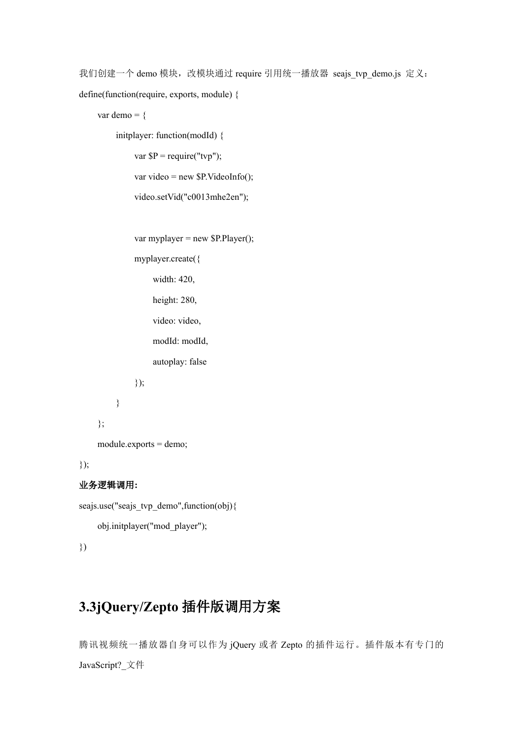我们创建一个 demo 模块，改模块通过 require 引用统一播放器 seajs_tvp_demo.js 定义：

```
define(function(require, exports, module) {
    var demo = {
        initplayer: function(modId) {
            var $P = require("tvp");
            var video = new $P.VideoInfo();
            video.setVid("c0013mhe2en");

            var myplayer = new $P.Player();
            myplayer.create({
                width: 420,
                height: 280,
                video: video,
                modId: modId,
                autoplay: false
            });
        }
    };
    module.exports = demo;
});
```

**业务逻辑调用:**

```
seajs.use("seajs_tvp_demo",function(obj){
    obj.initplayer("mod_player");
})
```

## 3.3jQuery/Zepto 插件版调用方案

腾讯视频统一播放器自身可以作为 jQuery 或者 Zepto 的插件运行。插件版本有专门的 JavaScript?_文件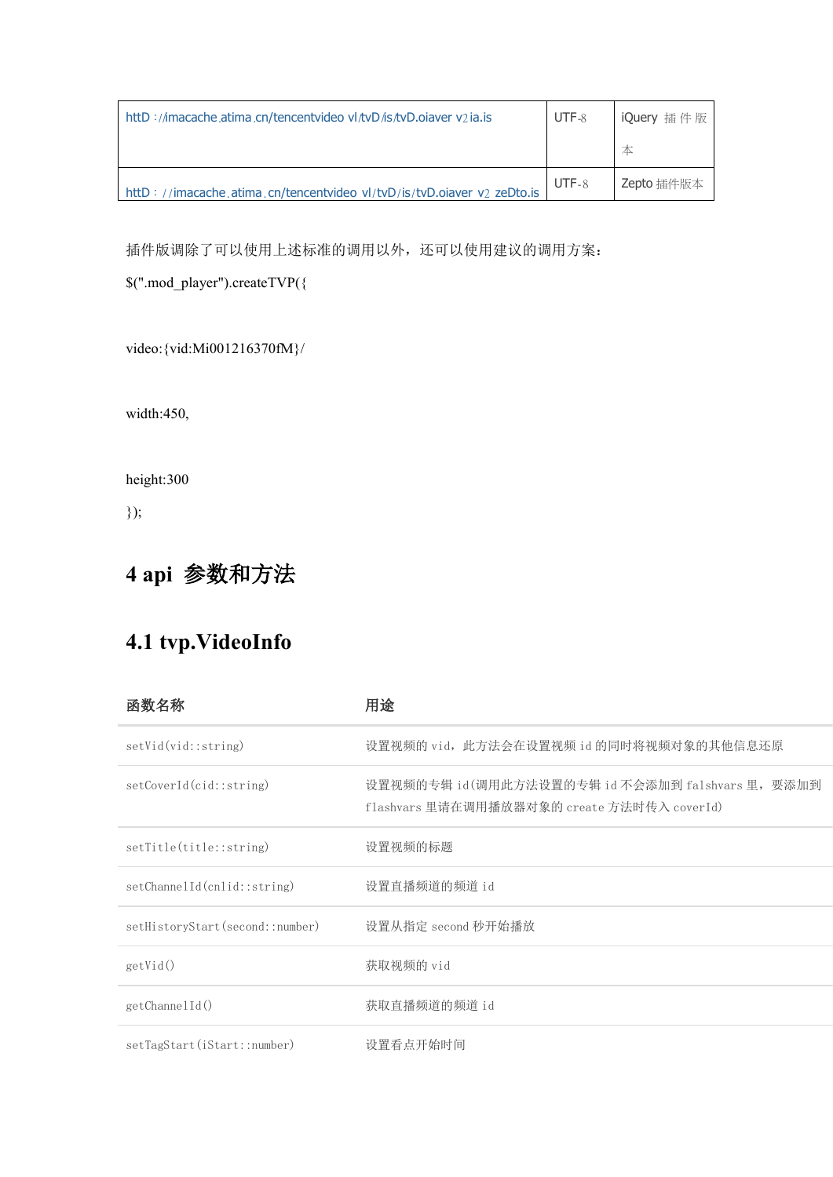| httD ://imacache.atima.cn/tencentvideo vl/tvD/is/tvD.oiaver v2ia.is | UTF-8 | iQuery 插件版本 |
| --- | --- | --- |
| httD : //imacache.atima.cn/tencentvideo vl/tvD/is/tvD.oiaver v2 zeDto.is | UTF-8 | Zepto 插件版本 |

插件版调除了可以使用上述标准的调用以外，还可以使用建议的调用方案：

```
$(".mod_player").createTVP({

video:{vid:Mi001216370fM}/

width:450,

height:300
});
```

# 4 api 参数和方法

## 4.1 tvp.VideoInfo

| 函数名称 | 用途 |
| --- | --- |
| setVid(vid::string) | 设置视频的 vid，此方法会在设置视频 id 的同时将视频对象的其他信息还原 |
| setCoverId(cid::string) | 设置视频的专辑 id(调用此方法设置的专辑 id 不会添加到 falshvars 里，要添加到 flashvars 里请在调用播放器对象的 create 方法时传入 coverId) |
| setTitle(title::string) | 设置视频的标题 |
| setChannelId(cnlid::string) | 设置直播频道的频道 id |
| setHistoryStart(second::number) | 设置从指定 second 秒开始播放 |
| getVid() | 获取视频的 vid |
| getChannelId() | 获取直播频道的频道 id |
| setTagStart(iStart::number) | 设置看点开始时间 |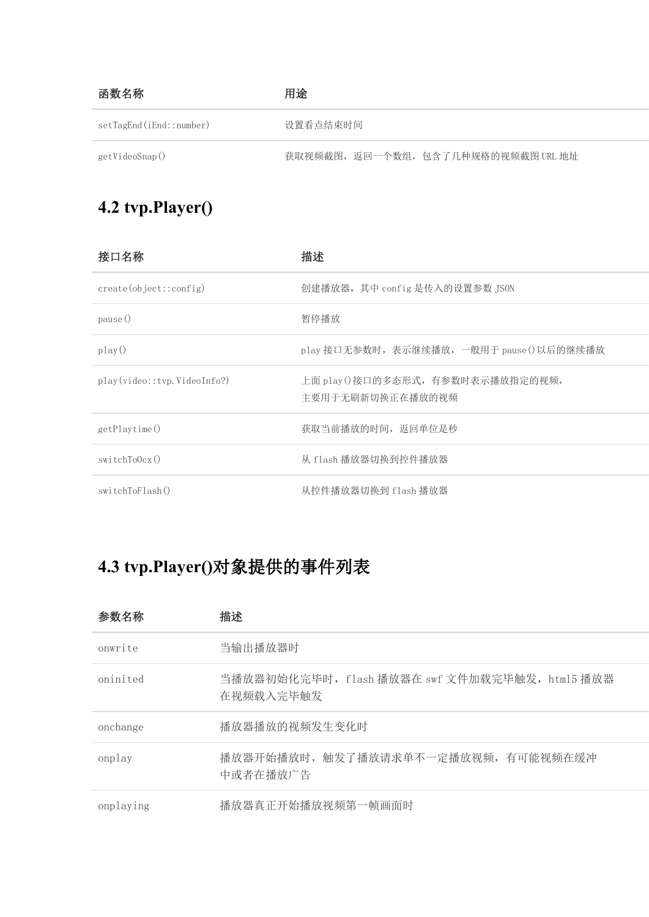| 函数名称 | 用途 |
| --- | --- |
| setTagEnd(iEnd::number) | 设置看点结束时间 |
| getVideoSnap() | 获取视频截图，返回一个数组，包含了几种规格的视频截图 URL 地址 |

## 4.2 tvp.Player()

| 接口名称 | 描述 |
| --- | --- |
| create(object::config) | 创建播放器，其中 config 是传入的设置参数 JSON |
| pause() | 暂停播放 |
| play() | play 接口无参数时，表示继续播放，一般用于 pause()以后的继续播放 |
| play(video::tvp.VideoInfo?) | 上面 play()接口的多态形式，有参数时表示播放指定的视频，主要用于无刷新切换正在播放的视频 |
| getPlaytime() | 获取当前播放的时间，返回单位是秒 |
| switchToOcx() | 从 flash 播放器切换到控件播放器 |
| switchToFlash() | 从控件播放器切换到 flash 播放器 |

## 4.3 tvp.Player()对象提供的事件列表

| 参数名称 | 描述 |
| --- | --- |
| onwrite | 当输出播放器时 |
| oninited | 当播放器初始化完毕时，flash 播放器在 swf 文件加载完毕触发，html5 播放器在视频载入完毕触发 |
| onchange | 播放器播放的视频发生变化时 |
| onplay | 播放器开始播放时，触发了播放请求单不一定播放视频，有可能视频在缓冲中或者在播放广告 |
| onplaying | 播放器真正开始播放视频第一帧画面时 |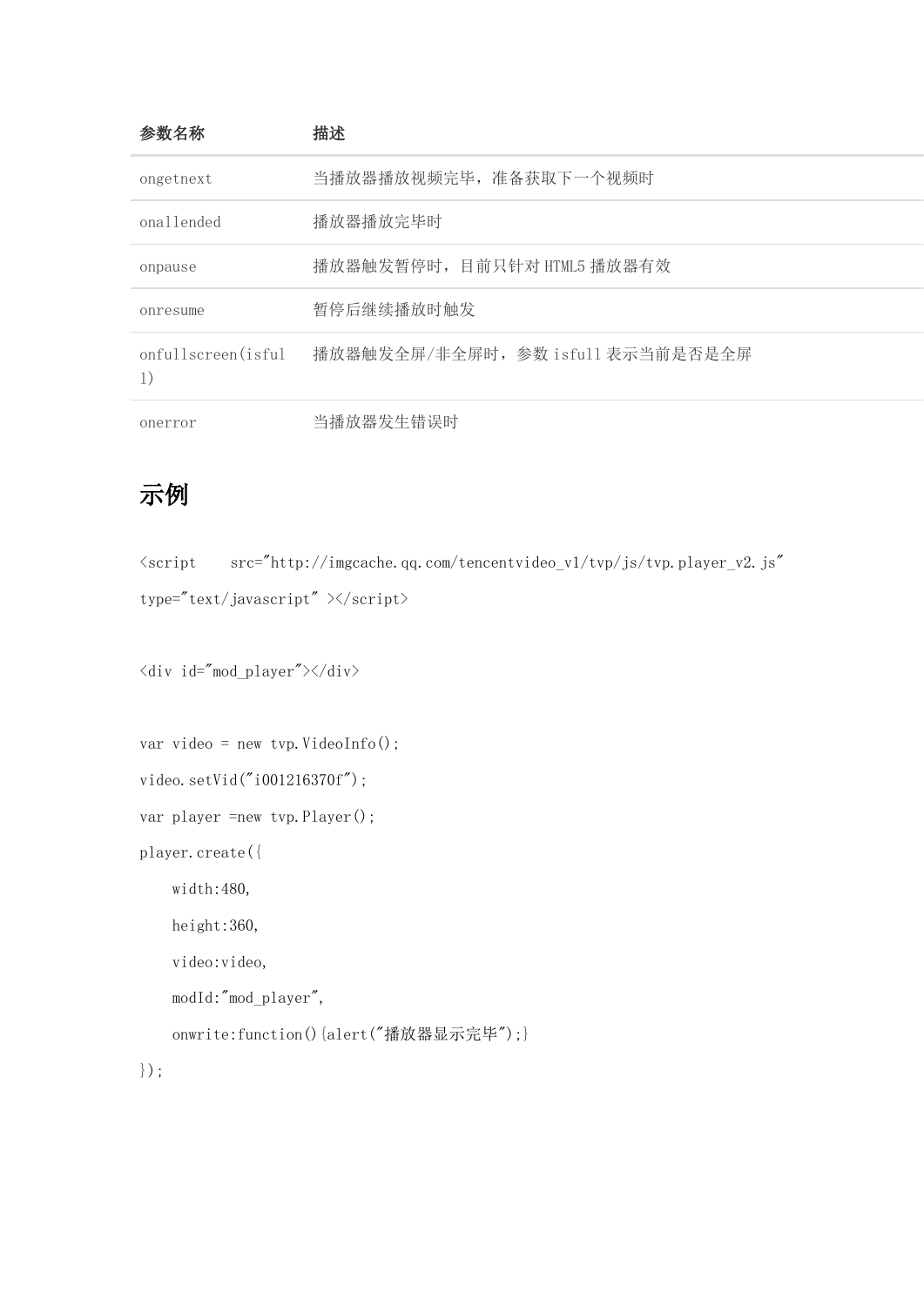| 参数名称 | 描述 |
| --- | --- |
| ongetnext | 当播放器播放视频完毕，准备获取下一个视频时 |
| onallended | 播放器播放完毕时 |
| onpause | 播放器触发暂停时，目前只针对 HTML5 播放器有效 |
| onresume | 暂停后继续播放时触发 |
| onfullscreen(isfull) | 播放器触发全屏/非全屏时，参数 isfull 表示当前是否是全屏 |
| onerror | 当播放器发生错误时 |

## 示例

```
<script    src="http://imgcache.qq.com/tencentvideo_v1/tvp/js/tvp.player_v2.js"
type="text/javascript" ></script>

<div id="mod_player"></div>

var video = new tvp.VideoInfo();
video.setVid("i001216370f");
var player =new tvp.Player();
player.create({
    width:480,
    height:360,
    video:video,
    modId:"mod_player",
    onwrite:function(){alert("播放器显示完毕");}
});
```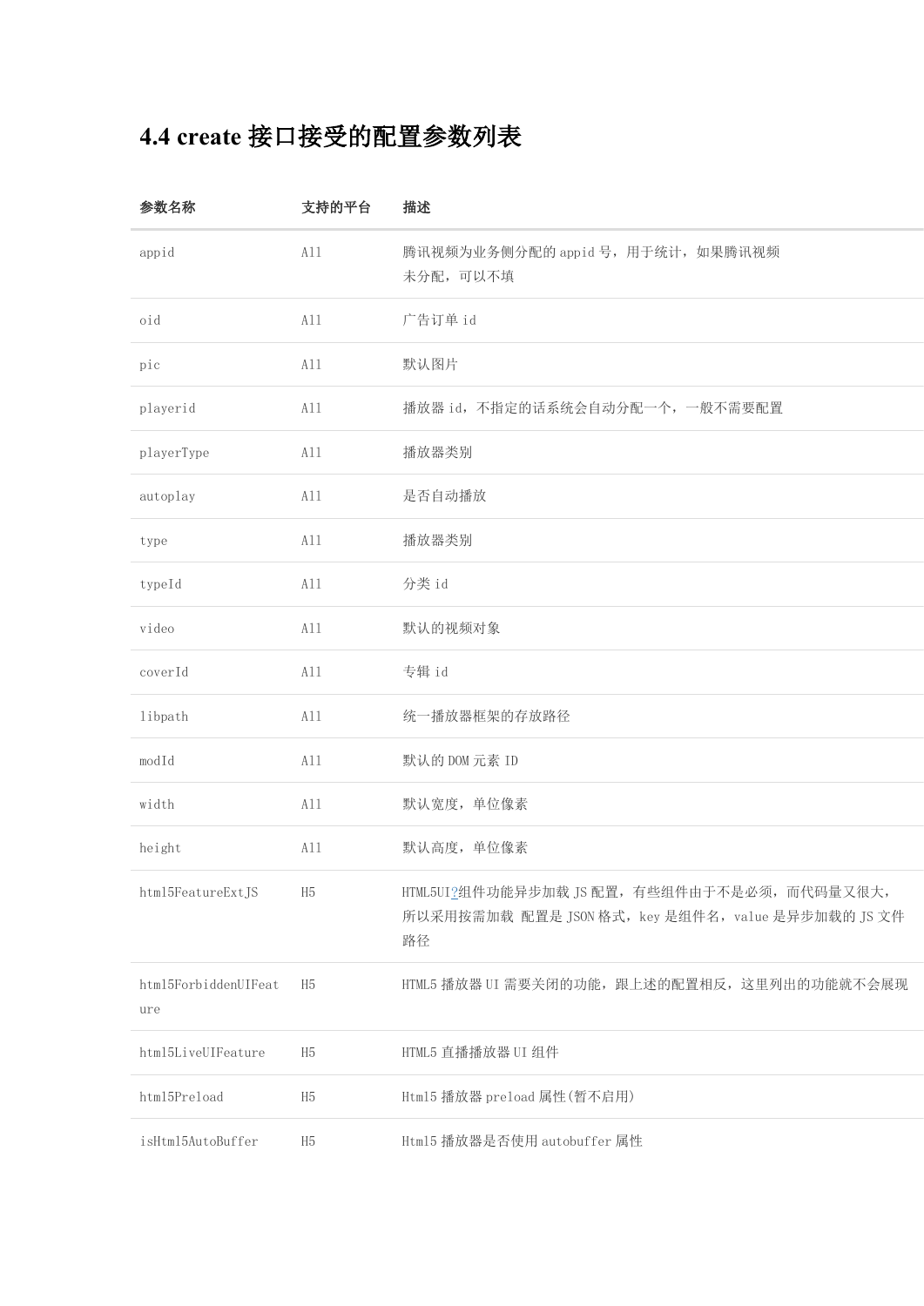## 4.4 create 接口接受的配置参数列表

| 参数名称 | 支持的平台 | 描述 |
| --- | --- | --- |
| appid | All | 腾讯视频为业务侧分配的 appid 号，用于统计，如果腾讯视频未分配，可以不填 |
| oid | All | 广告订单 id |
| pic | All | 默认图片 |
| playerid | All | 播放器 id，不指定的话系统会自动分配一个，一般不需要配置 |
| playerType | All | 播放器类别 |
| autoplay | All | 是否自动播放 |
| type | All | 播放器类别 |
| typeId | All | 分类 id |
| video | All | 默认的视频对象 |
| coverId | All | 专辑 id |
| libpath | All | 统一播放器框架的存放路径 |
| modId | All | 默认的 DOM 元素 ID |
| width | All | 默认宽度，单位像素 |
| height | All | 默认高度，单位像素 |
| html5FeatureExtJS | H5 | HTML5UI?组件功能异步加载 JS 配置，有些组件由于不是必须，而代码量又很大，所以采用按需加载 配置是 JSON 格式，key 是组件名，value 是异步加载的 JS 文件路径 |
| html5ForbiddenUIFeature | H5 | HTML5 播放器 UI 需要关闭的功能，跟上述的配置相反，这里列出的功能就不会展现 |
| html5LiveUIFeature | H5 | HTML5 直播播放器 UI 组件 |
| html5Preload | H5 | Html5 播放器 preload 属性(暂不启用) |
| isHtml5AutoBuffer | H5 | Html5 播放器是否使用 autobuffer 属性 |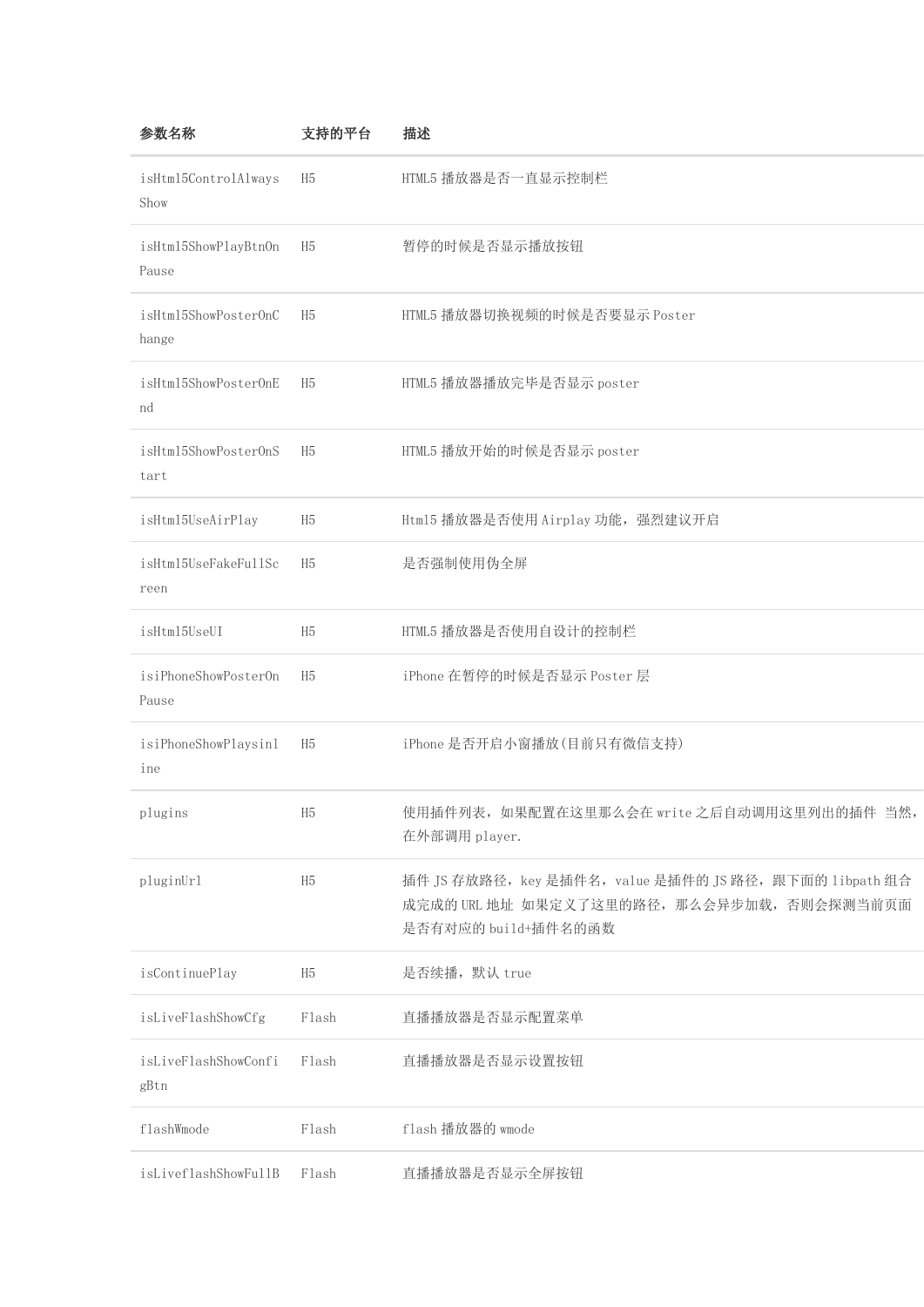| 参数名称 | 支持的平台 | 描述 |
| --- | --- | --- |
| isHtml5ControlAlwaysShow | H5 | HTML5 播放器是否一直显示控制栏 |
| isHtml5ShowPlayBtnOnPause | H5 | 暂停的时候是否显示播放按钮 |
| isHtml5ShowPosterOnChange | H5 | HTML5 播放器切换视频的时候是否要显示 Poster |
| isHtml5ShowPosterOnEnd | H5 | HTML5 播放器播放完毕是否显示 poster |
| isHtml5ShowPosterOnStart | H5 | HTML5 播放开始的时候是否显示 poster |
| isHtml5UseAirPlay | H5 | Html5 播放器是否使用 Airplay 功能，强烈建议开启 |
| isHtml5UseFakeFullScreen | H5 | 是否强制使用伪全屏 |
| isHtml5UseUI | H5 | HTML5 播放器是否使用自设计的控制栏 |
| isiPhoneShowPosterOnPause | H5 | iPhone 在暂停的时候是否显示 Poster 层 |
| isiPhoneShowPlaysinline | H5 | iPhone 是否开启小窗播放(目前只有微信支持) |
| plugins | H5 | 使用插件列表，如果配置在这里那么会在 write 之后自动调用这里列出的插件 当然，在外部调用 player. |
| pluginUrl | H5 | 插件 JS 存放路径，key 是插件名，value 是插件的 JS 路径，跟下面的 libpath 组合成完成的 URL 地址 如果定义了这里的路径，那么会异步加载，否则会探测当前页面是否有对应的 build+插件名的函数 |
| isContinuePlay | H5 | 是否续播，默认 true |
| isLiveFlashShowCfg | Flash | 直播播放器是否显示配置菜单 |
| isLiveFlashShowConfigBtn | Flash | 直播播放器是否显示设置按钮 |
| flashWmode | Flash | flash 播放器的 wmode |
| isLiveflashShowFullB | Flash | 直播播放器是否显示全屏按钮 |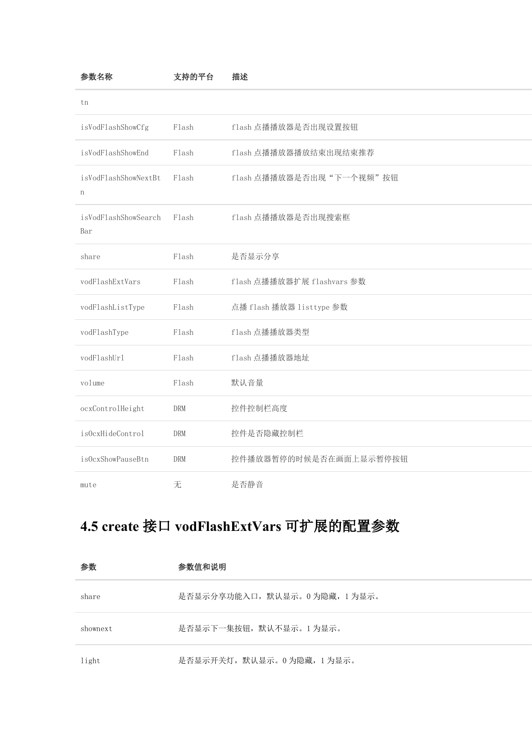| 参数名称 | 支持的平台 | 描述 |
| --- | --- | --- |
| tn | | |
| isVodFlashShowCfg | Flash | flash 点播播放器是否出现设置按钮 |
| isVodFlashShowEnd | Flash | flash 点播播放器播放结束出现结束推荐 |
| isVodFlashShowNextBtn | Flash | flash 点播播放器是否出现“下一个视频”按钮 |
| isVodFlashShowSearchBar | Flash | flash 点播播放器是否出现搜索框 |
| share | Flash | 是否显示分享 |
| vodFlashExtVars | Flash | flash 点播播放器扩展 flashvars 参数 |
| vodFlashListType | Flash | 点播 flash 播放器 listtype 参数 |
| vodFlashType | Flash | flash 点播播放器类型 |
| vodFlashUrl | Flash | flash 点播播放器地址 |
| volume | Flash | 默认音量 |
| ocxControlHeight | DRM | 控件控制栏高度 |
| isOcxHideControl | DRM | 控件是否隐藏控制栏 |
| isOcxShowPauseBtn | DRM | 控件播放器暂停的时候是否在画面上显示暂停按钮 |
| mute | 无 | 是否静音 |

## 4.5 create 接口 vodFlashExtVars 可扩展的配置参数

| 参数 | 参数值和说明 |
| --- | --- |
| share | 是否显示分享功能入口，默认显示。0 为隐藏，1 为显示。 |
| shownext | 是否显示下一集按钮，默认不显示。1 为显示。 |
| light | 是否显示开关灯，默认显示。0 为隐藏，1 为显示。 |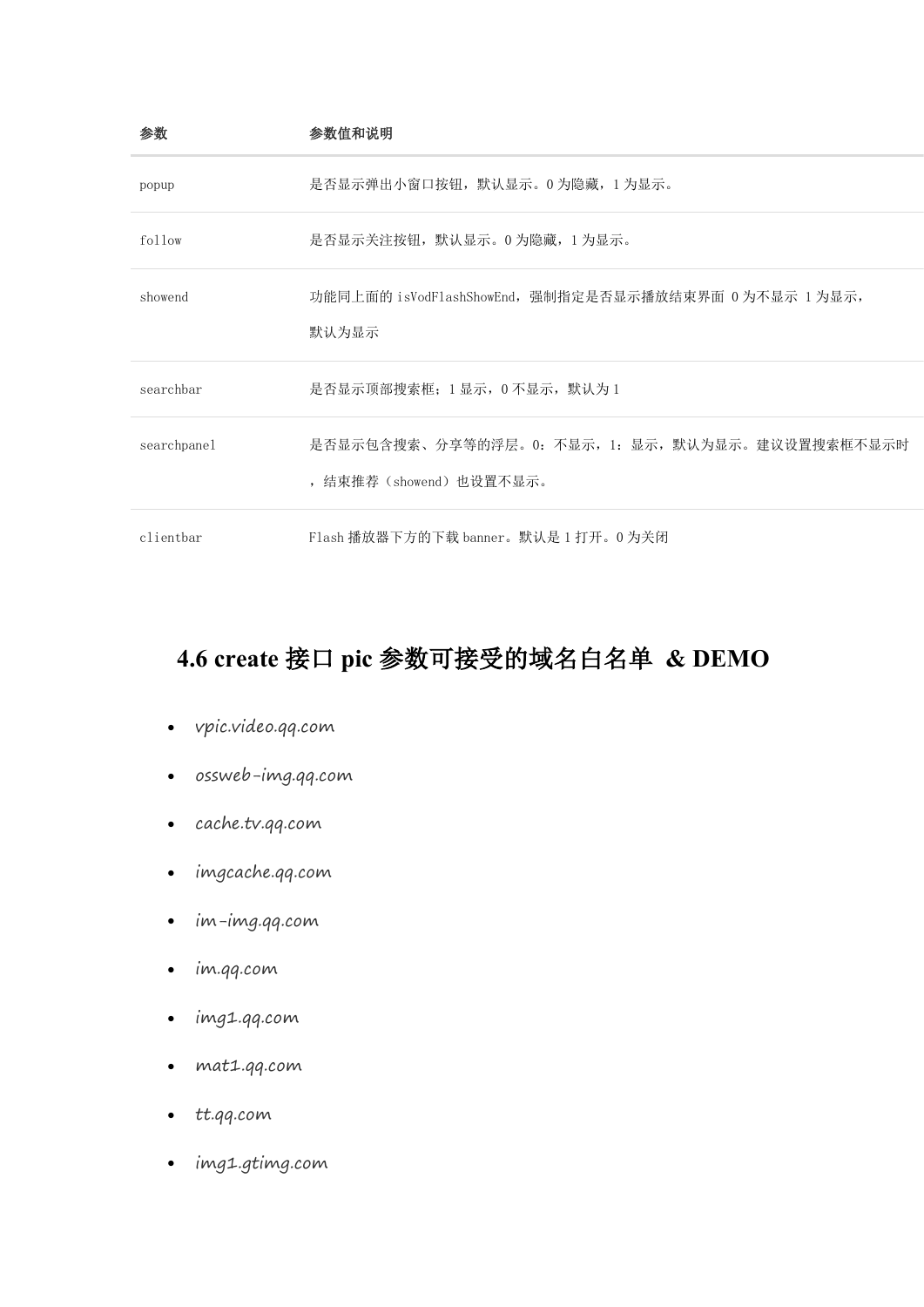| 参数 | 参数值和说明 |
| --- | --- |
| popup | 是否显示弹出小窗口按钮，默认显示。0 为隐藏，1 为显示。 |
| follow | 是否显示关注按钮，默认显示。0 为隐藏，1 为显示。 |
| showend | 功能同上面的 isVodFlashShowEnd，强制指定是否显示播放结束界面 0 为不显示 1 为显示，默认为显示 |
| searchbar | 是否显示顶部搜索框；1 显示，0 不显示，默认为 1 |
| searchpanel | 是否显示包含搜索、分享等的浮层。0：不显示，1：显示，默认为显示。建议设置搜索框不显示时，结束推荐（showend）也设置不显示。 |
| clientbar | Flash 播放器下方的下载 banner。默认是 1 打开。0 为关闭 |

## 4.6 create 接口 pic 参数可接受的域名白名单 & DEMO

- vpic.video.qq.com
- ossweb-img.qq.com
- cache.tv.qq.com
- imgcache.qq.com
- im-img.qq.com
- im.qq.com
- img1.qq.com
- mat1.qq.com
- tt.qq.com
- img1.gtimg.com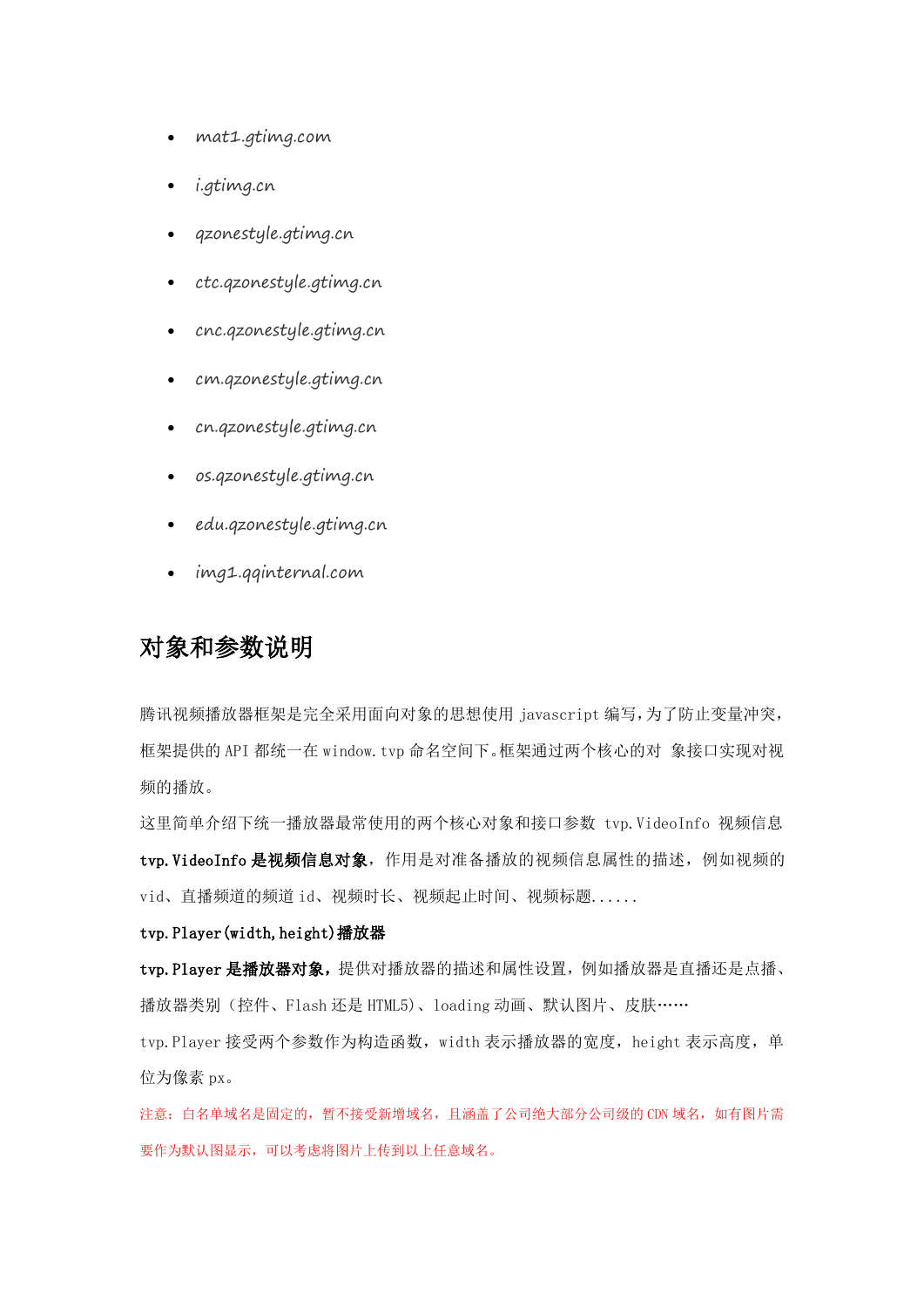- *mat1.gtimg.com*
- *i.gtimg.cn*
- *qzonestyle.gtimg.cn*
- *ctc.qzonestyle.gtimg.cn*
- *cnc.qzonestyle.gtimg.cn*
- *cm.qzonestyle.gtimg.cn*
- *cn.qzonestyle.gtimg.cn*
- *os.qzonestyle.gtimg.cn*
- *edu.qzonestyle.gtimg.cn*
- *img1.qqinternal.com*

## 对象和参数说明

腾讯视频播放器框架是完全采用面向对象的思想使用 javascript 编写，为了防止变量冲突，框架提供的 API 都统一在 window.tvp 命名空间下。框架通过两个核心的对 象接口实现对视频的播放。

这里简单介绍下统一播放器最常使用的两个核心对象和接口参数 tvp.VideoInfo 视频信息

**tvp.VideoInfo 是视频信息对象**，作用是对准备播放的视频信息属性的描述，例如视频的 vid、直播频道的频道 id、视频时长、视频起止时间、视频标题......

**tvp.Player(width,height)播放器**

**tvp.Player 是播放器对象**，提供对播放器的描述和属性设置，例如播放器是直播还是点播、播放器类别（控件、Flash 还是 HTML5）、loading 动画、默认图片、皮肤……

tvp.Player 接受两个参数作为构造函数，width 表示播放器的宽度，height 表示高度，单位为像素 px。

注意：白名单域名是固定的，暂不接受新增域名，且涵盖了公司绝大部分公司级的 CDN 域名，如有图片需要作为默认图显示，可以考虑将图片上传到以上任意域名。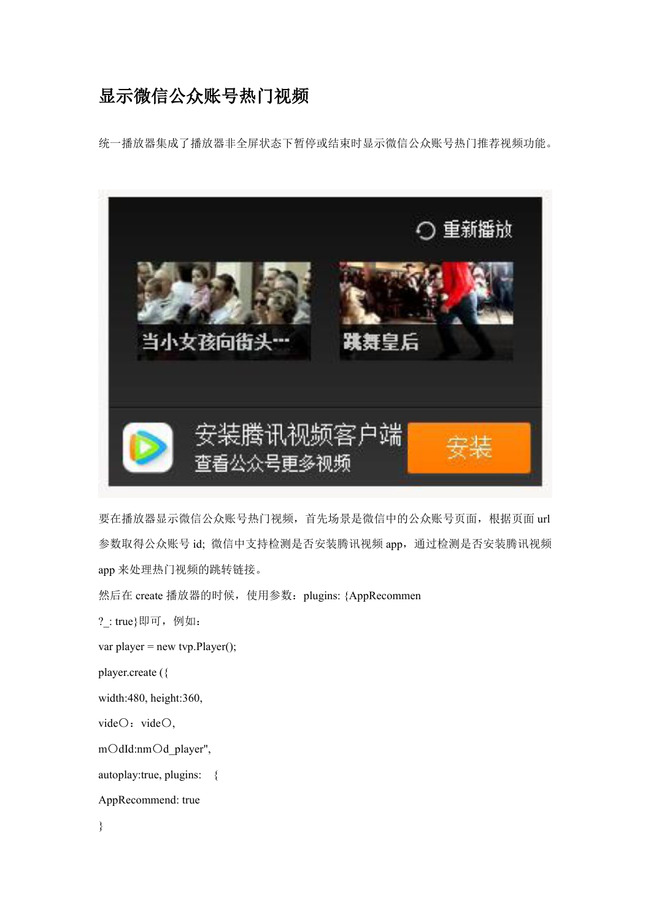# 显示微信公众账号热门视频

统一播放器集成了播放器非全屏状态下暂停或结束时显示微信公众账号热门推荐视频功能。

要在播放器显示微信公众账号热门视频，首先场景是微信中的公众账号页面，根据页面 url 参数取得公众账号 id; 微信中支持检测是否安装腾讯视频 app，通过检测是否安装腾讯视频 app 来处理热门视频的跳转链接。

然后在 create 播放器的时候，使用参数：plugins: {AppRecommen

?_: true}即可，例如：

var player = new tvp.Player();

player.create ({

width:480, height:360,

vide〇：vide〇,

m〇dId:nm〇d_player",

autoplay:true, plugins: {

AppRecommend: true

}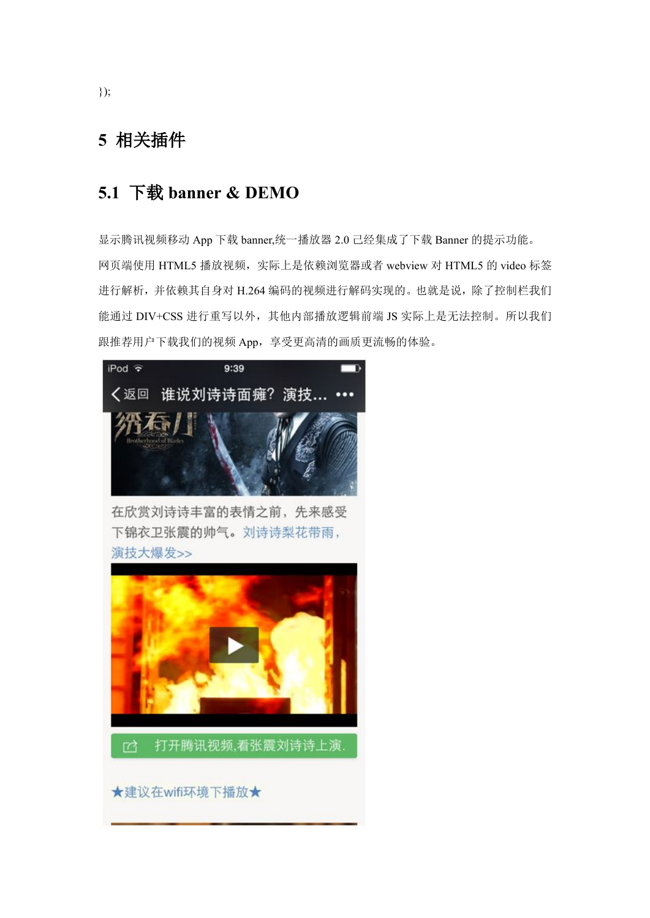```
});
```

# 5 相关插件

## 5.1 下载 banner & DEMO

显示腾讯视频移动 App 下载 banner,统一播放器 2.0 已经集成了下载 Banner 的提示功能。网页端使用 HTML5 播放视频，实际上是依赖浏览器或者 webview 对 HTML5 的 video 标签进行解析，并依赖其自身对 H.264 编码的视频进行解码实现的。也就是说，除了控制栏我们能通过 DIV+CSS 进行重写以外，其他内部播放逻辑前端 JS 实际上是无法控制。所以我们跟推荐用户下载我们的视频 App，享受更高清的画质更流畅的体验。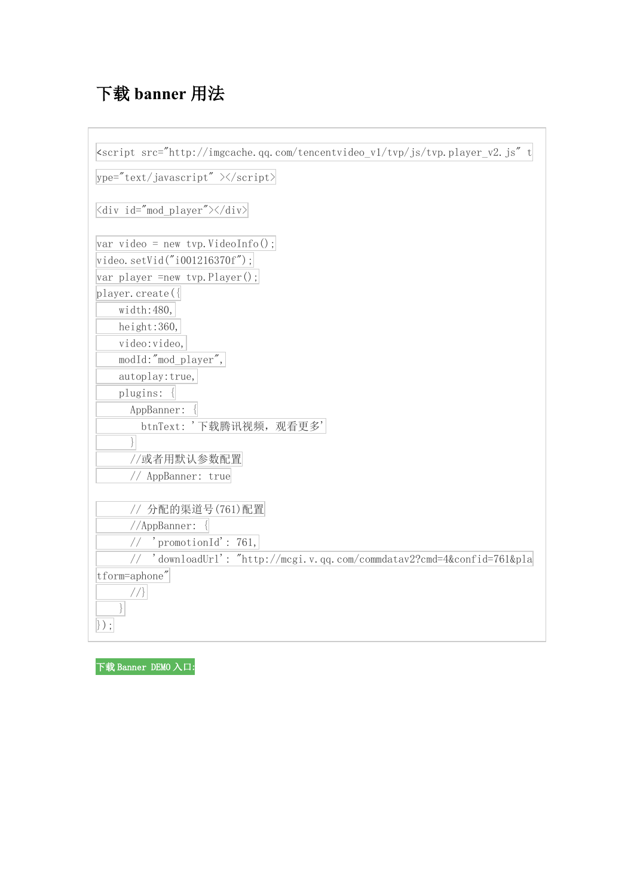# 下载 banner 用法

```
<script src="http://imgcache.qq.com/tencentvideo_v1/tvp/js/tvp.player_v2.js" type="text/javascript" ></script>

<div id="mod_player"></div>

var video = new tvp.VideoInfo();
video.setVid("i001216370f");
var player =new tvp.Player();
player.create({
    width:480,
    height:360,
    video:video,
    modId:"mod_player",
    autoplay:true,
    plugins: {
      AppBanner: {
        btnText: '下载腾讯视频，观看更多'
      }
      //或者用默认参数配置
      // AppBanner: true

      // 分配的渠道号(761)配置
      //AppBanner: {
      //  'promotionId': 761,
      //  'downloadUrl': "http://mcgi.v.qq.com/commdatav2?cmd=4&confid=761&platform=aphone"
      //}
    }
});
```

下载 Banner DEMO 入口: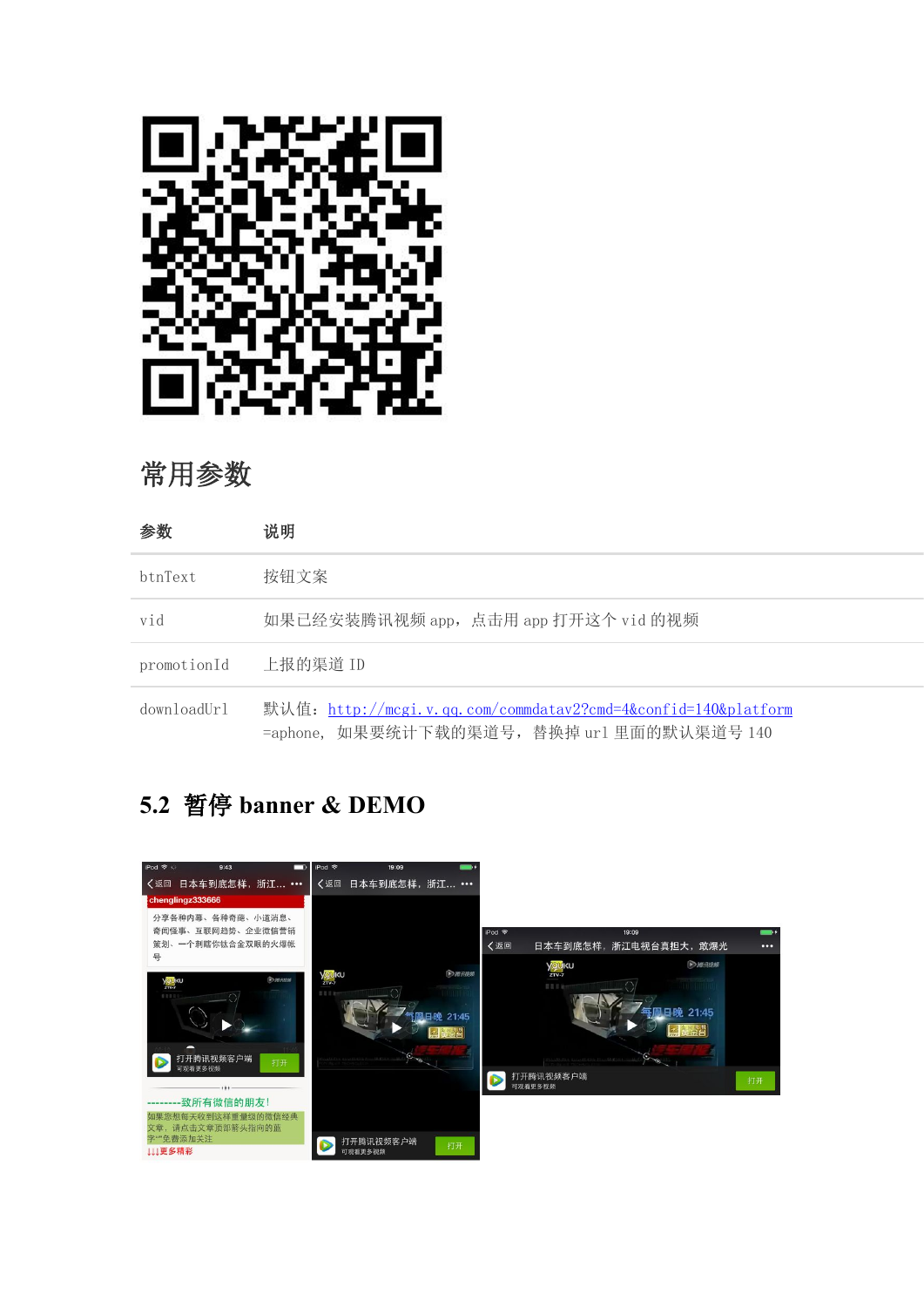## 常用参数

| 参数 | 说明 |
| --- | --- |
| btnText | 按钮文案 |
| vid | 如果已经安装腾讯视频 app，点击用 app 打开这个 vid 的视频 |
| promotionId | 上报的渠道 ID |
| downloadUrl | 默认值：http://mcgi.v.qq.com/commdatav2?cmd=4&confid=140&platform=aphone，如果要统计下载的渠道号，替换掉 url 里面的默认渠道号 140 |

## 5.2 暂停 banner & DEMO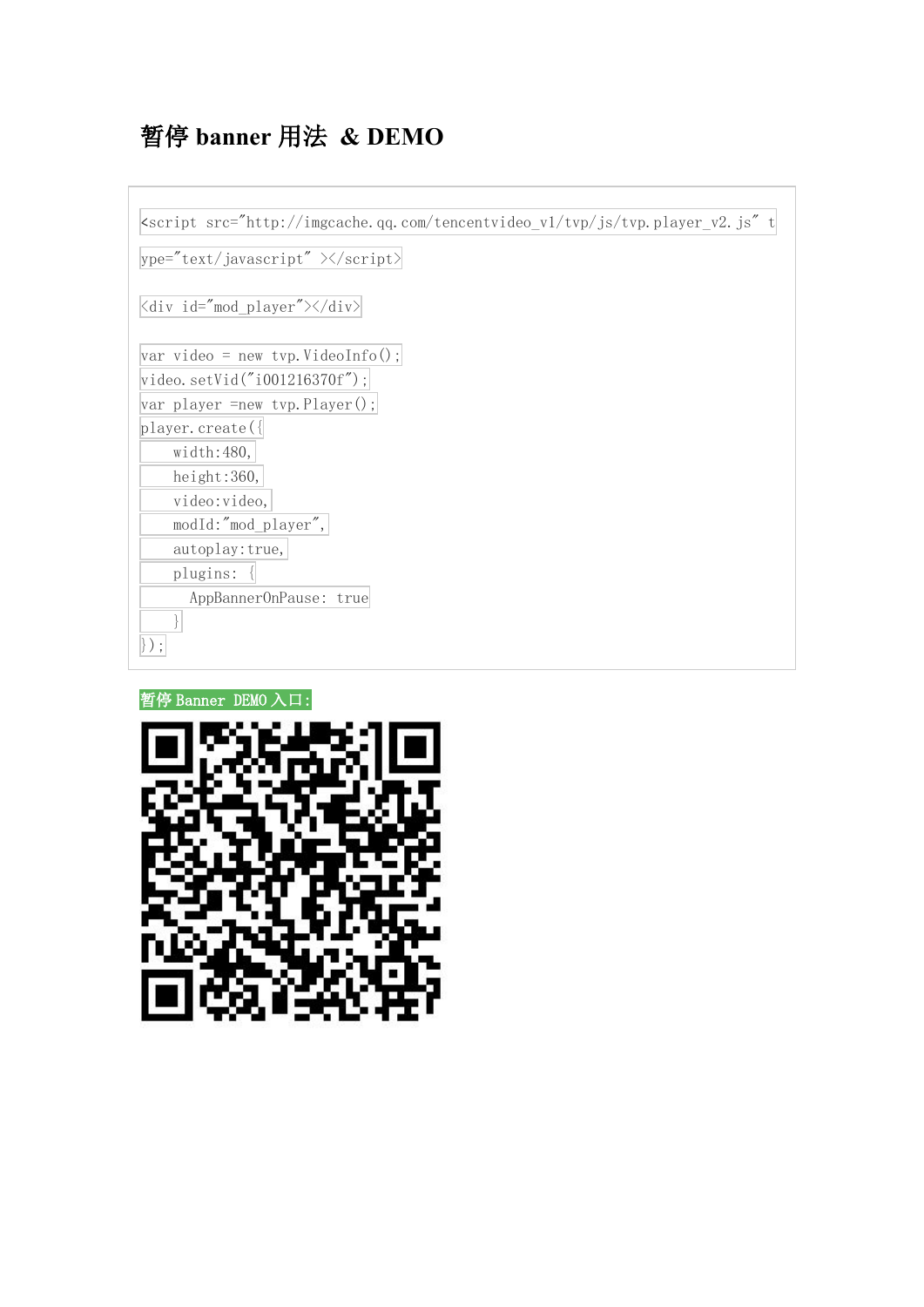# 暂停 banner 用法 & DEMO

```
<script src="http://imgcache.qq.com/tencentvideo_v1/tvp/js/tvp.player_v2.js" type="text/javascript" ></script>

<div id="mod_player"></div>

var video = new tvp.VideoInfo();
video.setVid("i001216370f");
var player =new tvp.Player();
player.create({
    width:480,
    height:360,
    video:video,
    modId:"mod_player",
    autoplay:true,
    plugins: {
      AppBannerOnPause: true
    }
});
```

暂停 Banner DEMO 入口: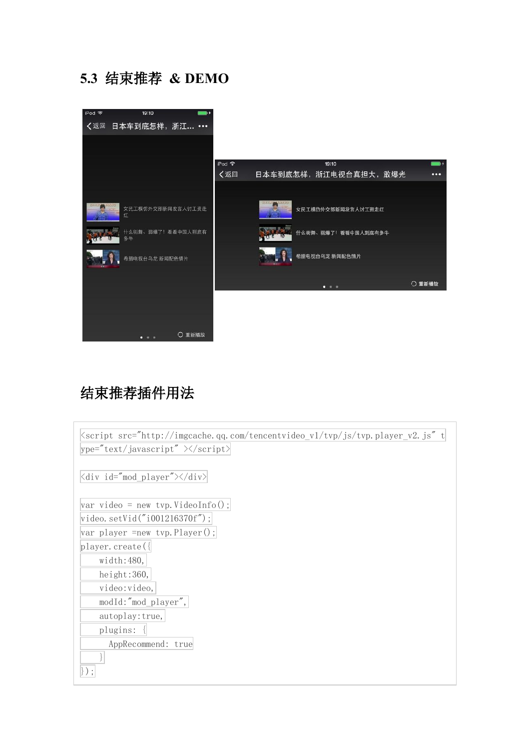## 5.3 结束推荐 & DEMO

## 结束推荐插件用法

```
<script src="http://imgcache.qq.com/tencentvideo_v1/tvp/js/tvp.player_v2.js" type="text/javascript" ></script>

<div id="mod_player"></div>

var video = new tvp.VideoInfo();
video.setVid("i001216370f");
var player =new tvp.Player();
player.create({
    width:480,
    height:360,
    video:video,
    modId:"mod_player",
    autoplay:true,
    plugins: {
      AppRecommend: true
    }
});
```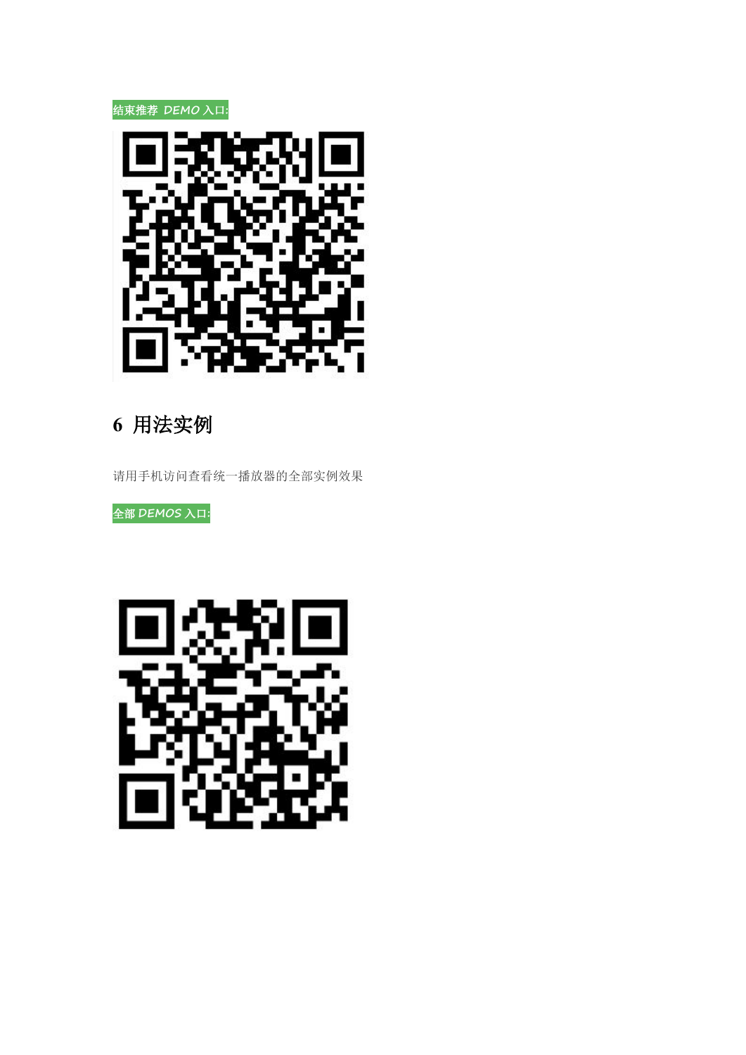结束推荐 DEMO 入口:

## 6 用法实例

请用手机访问查看统一播放器的全部实例效果

全部 DEMOS 入口: